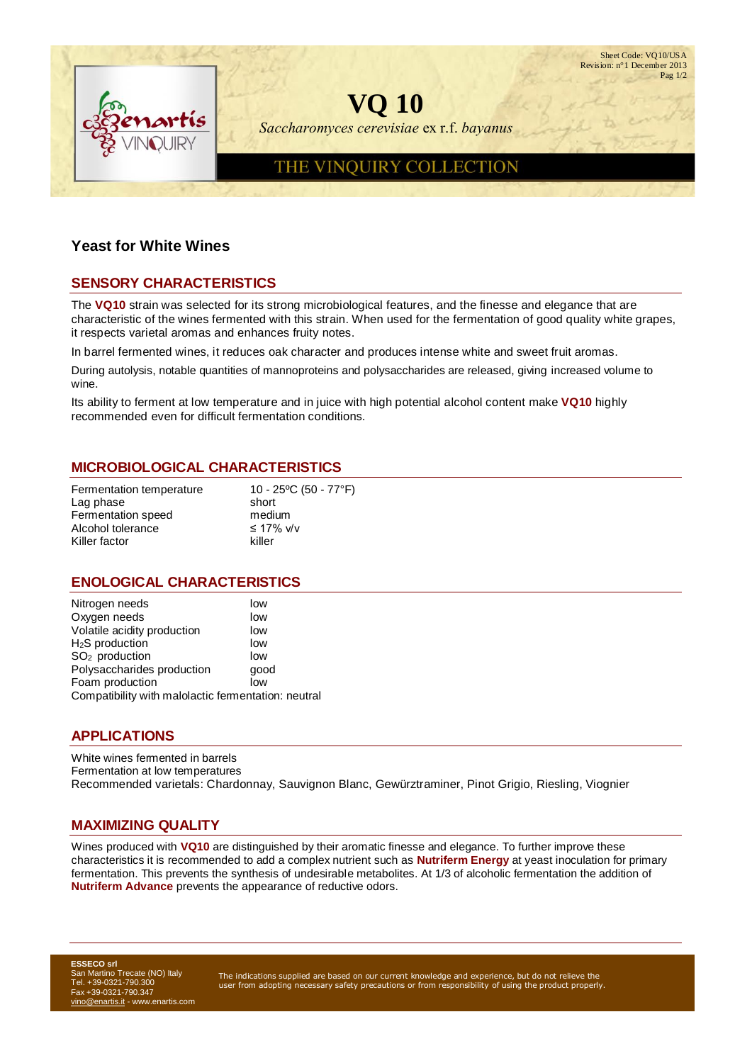Sheet Code: VQ10/USA
Revision: n°1 December 2013

# VQ 10

*Saccharomyces cerevisiae* ex r.f. *bayanus*

THE VINQUIRY COLLECTION

## Yeast for White Wines

### SENSORY CHARACTERISTICS

The **VQ10** strain was selected for its strong microbiological features, and the finesse and elegance that are characteristic of the wines fermented with this strain. When used for the fermentation of good quality white grapes, it respects varietal aromas and enhances fruity notes.

In barrel fermented wines, it reduces oak character and produces intense white and sweet fruit aromas.

During autolysis, notable quantities of mannoproteins and polysaccharides are released, giving increased volume to wine.

Its ability to ferment at low temperature and in juice with high potential alcohol content make **VQ10** highly recommended even for difficult fermentation conditions.

### MICROBIOLOGICAL CHARACTERISTICS

| | |
|---|---|
| Fermentation temperature | 10 - 25ºC (50 - 77°F) |
| Lag phase | short |
| Fermentation speed | medium |
| Alcohol tolerance | ≤ 17% v/v |
| Killer factor | killer |

### ENOLOGICAL CHARACTERISTICS

| | |
|---|---|
| Nitrogen needs | low |
| Oxygen needs | low |
| Volatile acidity production | low |
| $H_2S$ production | low |
| $SO_2$ production | low |
| Polysaccharides production | good |
| Foam production | low |

Compatibility with malolactic fermentation: neutral

### APPLICATIONS

White wines fermented in barrels
Fermentation at low temperatures
Recommended varietals: Chardonnay, Sauvignon Blanc, Gewürztraminer, Pinot Grigio, Riesling, Viognier

### MAXIMIZING QUALITY

Wines produced with **VQ10** are distinguished by their aromatic finesse and elegance. To further improve these characteristics it is recommended to add a complex nutrient such as **Nutriferm Energy** at yeast inoculation for primary fermentation. This prevents the synthesis of undesirable metabolites. At 1/3 of alcoholic fermentation the addition of **Nutriferm Advance** prevents the appearance of reductive odors.

**ESSECO srl**
San Martino Trecate (NO) Italy
Tel. +39-0321-790.300
Fax +39-0321-790.347
vino@enartis.it - www.enartis.com

The indications supplied are based on our current knowledge and experience, but do not relieve the user from adopting necessary safety precautions or from responsibility of using the product properly.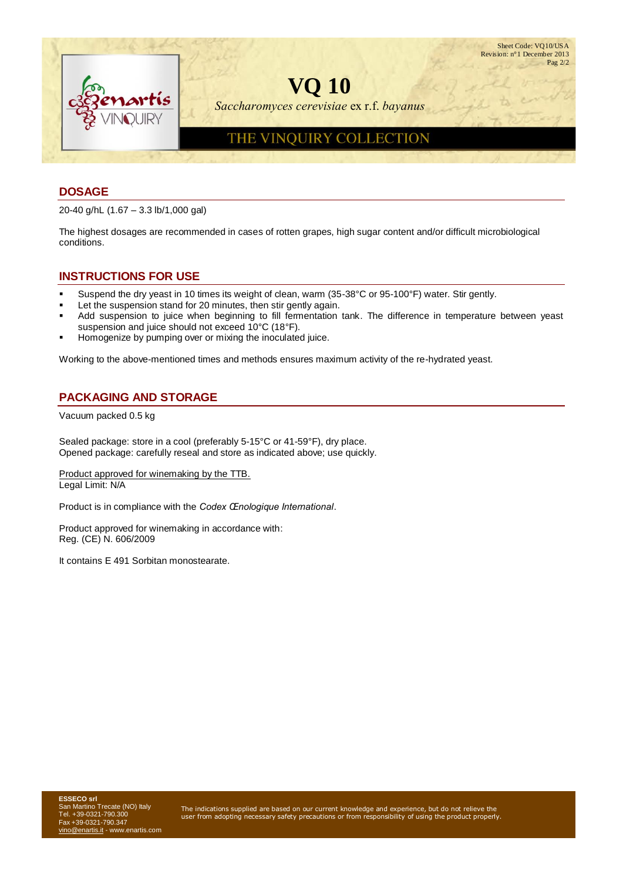# VQ 10

*Saccharomyces cerevisiae* ex r.f. *bayanus*

THE VINQUIRY COLLECTION

## DOSAGE

20-40 g/hL (1.67 – 3.3 lb/1,000 gal)

The highest dosages are recommended in cases of rotten grapes, high sugar content and/or difficult microbiological conditions.

## INSTRUCTIONS FOR USE

- Suspend the dry yeast in 10 times its weight of clean, warm (35-38°C or 95-100°F) water. Stir gently.
- Let the suspension stand for 20 minutes, then stir gently again.
- Add suspension to juice when beginning to fill fermentation tank. The difference in temperature between yeast suspension and juice should not exceed 10°C (18°F).
- Homogenize by pumping over or mixing the inoculated juice.

Working to the above-mentioned times and methods ensures maximum activity of the re-hydrated yeast.

## PACKAGING AND STORAGE

Vacuum packed 0.5 kg

Sealed package: store in a cool (preferably 5-15°C or 41-59°F), dry place.
Opened package: carefully reseal and store as indicated above; use quickly.

Product approved for winemaking by the TTB.
Legal Limit: N/A

Product is in compliance with the *Codex Œnologique International*.

Product approved for winemaking in accordance with:
Reg. (CE) N. 606/2009

It contains E 491 Sorbitan monostearate.

**ESSECO srl**
San Martino Trecate (NO) Italy
Tel. +39-0321-790.300
Fax +39-0321-790.347
vino@enartis.it - www.enartis.com

The indications supplied are based on our current knowledge and experience, but do not relieve the user from adopting necessary safety precautions or from responsibility of using the product properly.